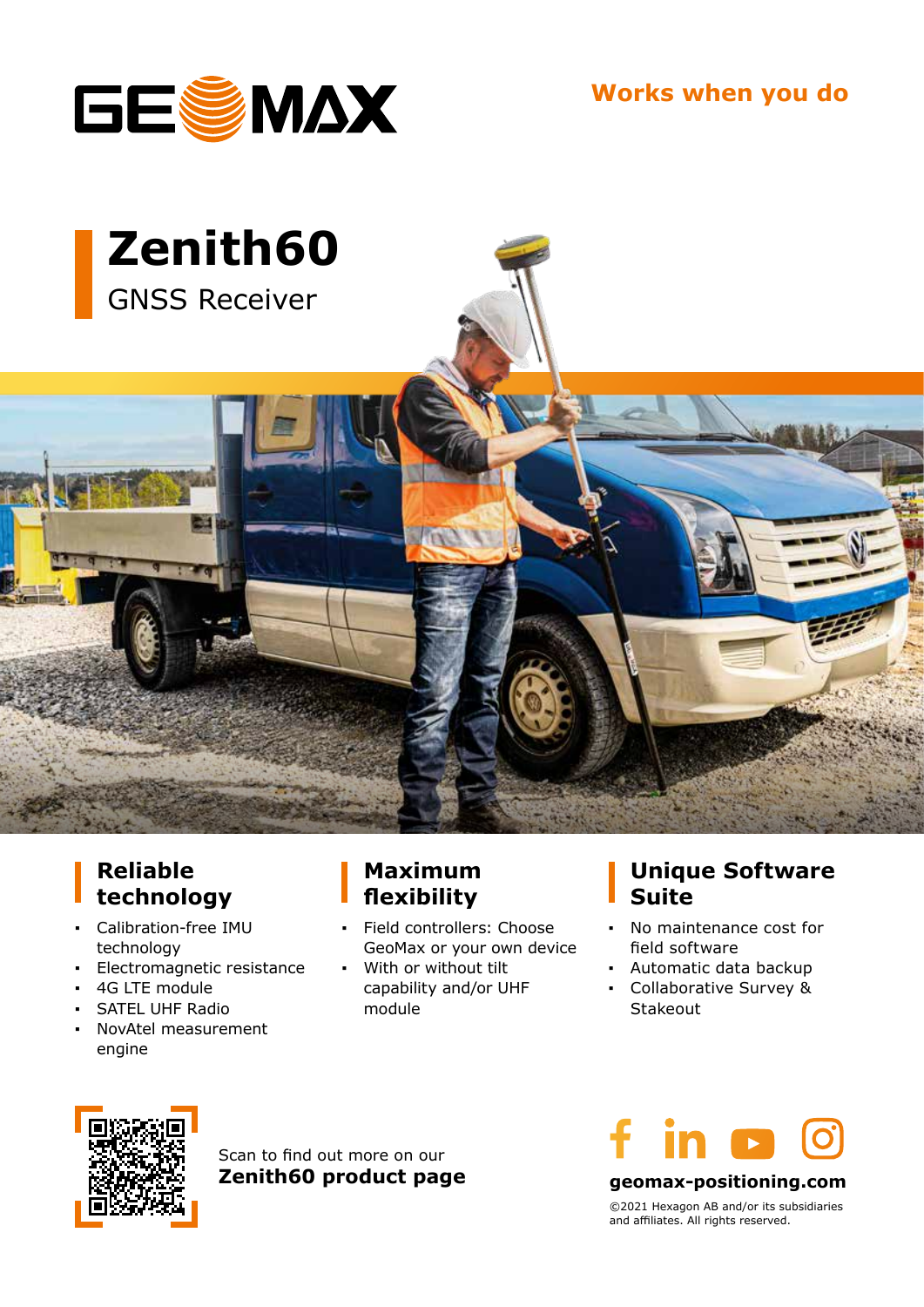GEOMAX

Works when you do

# Zenith60

GNSS Receiver

## Reliable technology

- Calibration-free IMU technology
- Electromagnetic resistance
- 4G LTE module
- SATEL UHF Radio
- NovAtel measurement engine

## Maximum flexibility

- Field controllers: Choose GeoMax or your own device
- With or without tilt capability and/or UHF module

## Unique Software Suite

- No maintenance cost for field software
- Automatic data backup
- Collaborative Survey & Stakeout

Scan to find out more on our **Zenith60 product page**

**geomax-positioning.com**

©2021 Hexagon AB and/or its subsidiaries and affiliates. All rights reserved.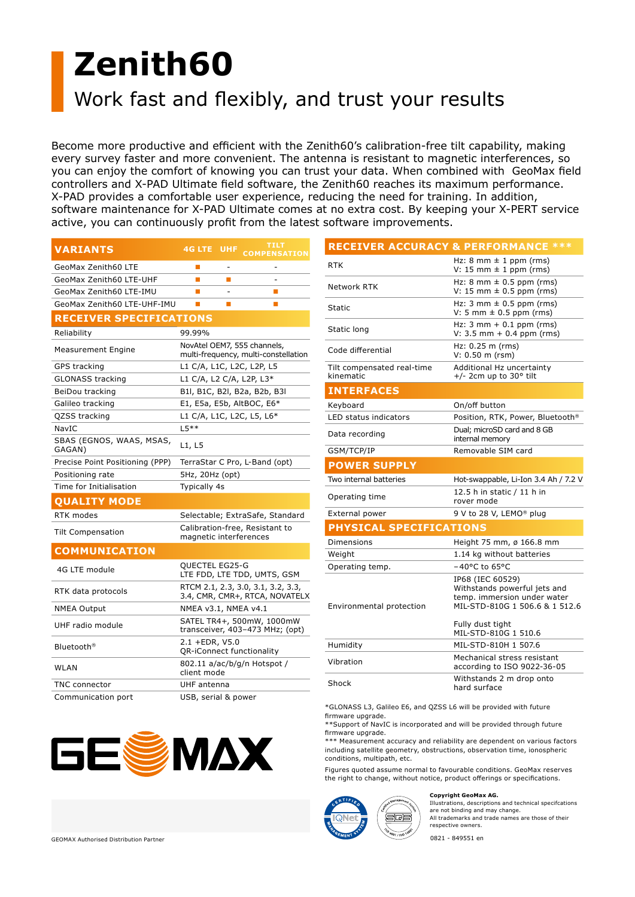# Zenith60

## Work fast and flexibly, and trust your results

Become more productive and efficient with the Zenith60's calibration-free tilt capability, making every survey faster and more convenient. The antenna is resistant to magnetic interferences, so you can enjoy the comfort of knowing you can trust your data. When combined with GeoMax field controllers and X-PAD Ultimate field software, the Zenith60 reaches its maximum performance. X-PAD provides a comfortable user experience, reducing the need for training. In addition, software maintenance for X-PAD Ultimate comes at no extra cost. By keeping your X-PERT service active, you can continuously profit from the latest software improvements.

| VARIANTS | 4G LTE | UHF | TILT COMPENSATION |
|---|---|---|---|
| GeoMax Zenith60 LTE | ■ | - | - |
| GeoMax Zenith60 LTE-UHF | ■ | ■ | - |
| GeoMax Zenith60 LTE-IMU | ■ | - | ■ |
| GeoMax Zenith60 LTE-UHF-IMU | ■ | ■ | ■ |

| RECEIVER SPECIFICATIONS | |
|---|---|
| Reliability | 99.99% |
| Measurement Engine | NovAtel OEM7, 555 channels, multi-frequency, multi-constellation |
| GPS tracking | L1 C/A, L1C, L2C, L2P, L5 |
| GLONASS tracking | L1 C/A, L2 C/A, L2P, L3* |
| BeiDou tracking | B1I, B1C, B2I, B2a, B2b, B3I |
| Galileo tracking | E1, E5a, E5b, AltBOC, E6* |
| QZSS tracking | L1 C/A, L1C, L2C, L5, L6* |
| NavIC | L5** |
| SBAS (EGNOS, WAAS, MSAS, GAGAN) | L1, L5 |
| Precise Point Positioning (PPP) | TerraStar C Pro, L-Band (opt) |
| Positioning rate | 5Hz, 20Hz (opt) |
| Time for Initialisation | Typically 4s |

| QUALITY MODE | |
|---|---|
| RTK modes | Selectable; ExtraSafe, Standard |
| Tilt Compensation | Calibration-free, Resistant to magnetic interferences |

| COMMUNICATION | |
|---|---|
| 4G LTE module | QUECTEL EG25-G LTE FDD, LTE TDD, UMTS, GSM |
| RTK data protocols | RTCM 2.1, 2.3, 3.0, 3.1, 3.2, 3.3, 3.4, CMR, CMR+, RTCA, NOVATELX |
| NMEA Output | NMEA v3.1, NMEA v4.1 |
| UHF radio module | SATEL TR4+, 500mW, 1000mW transceiver, 403–473 MHz; (opt) |
| Bluetooth® | 2.1 +EDR, V5.0 QR-iConnect functionality |
| WLAN | 802.11 a/ac/b/g/n Hotspot / client mode |
| TNC connector | UHF antenna |
| Communication port | USB, serial & power |

| RECEIVER ACCURACY & PERFORMANCE *** | |
|---|---|
| RTK | Hz: 8 mm ± 1 ppm (rms) V: 15 mm ± 1 ppm (rms) |
| Network RTK | Hz: 8 mm ± 0.5 ppm (rms) V: 15 mm ± 0.5 ppm (rms) |
| Static | Hz: 3 mm ± 0.5 ppm (rms) V: 5 mm ± 0.5 ppm (rms) |
| Static long | Hz: 3 mm + 0.1 ppm (rms) V: 3.5 mm + 0.4 ppm (rms) |
| Code differential | Hz: 0.25 m (rms) V: 0.50 m (rsm) |
| Tilt compensated real-time kinematic | Additional Hz uncertainty +/- 2cm up to 30° tilt |

| INTERFACES | |
|---|---|
| Keyboard | On/off button |
| LED status indicators | Position, RTK, Power, Bluetooth® |
| Data recording | Dual; microSD card and 8 GB internal memory |
| GSM/TCP/IP | Removable SIM card |

| POWER SUPPLY | |
|---|---|
| Two internal batteries | Hot-swappable, Li-Ion 3.4 Ah / 7.2 V |
| Operating time | 12.5 h in static / 11 h in rover mode |
| External power | 9 V to 28 V, LEMO® plug |

| PHYSICAL SPECIFICATIONS | |
|---|---|
| Dimensions | Height 75 mm, ø 166.8 mm |
| Weight | 1.14 kg without batteries |
| Operating temp. | −40°C to 65°C |
| Environmental protection | IP68 (IEC 60529) Withstands powerful jets and temp. immersion under water MIL-STD-810G 1 506.6 & 1 512.6<br><br>Fully dust tight MIL-STD-810G 1 510.6 |
| Humidity | MIL-STD-810H 1 507.6 |
| Vibration | Mechanical stress resistant according to ISO 9022-36-05 |
| Shock | Withstands 2 m drop onto hard surface |

*GLONASS L3, Galileo E6, and QZSS L6 will be provided with future firmware upgrade.
**Support of NavIC is incorporated and will be provided through future firmware upgrade.
*** Measurement accuracy and reliability are dependent on various factors including satellite geometry, obstructions, observation time, ionospheric conditions, multipath, etc.

Figures quoted assume normal to favourable conditions. GeoMax reserves the right to change, without notice, product offerings or specifications.

GEOMAX

**Copyright GeoMax AG.**
Illustrations, descriptions and technical specifcations are not binding and may change.
All trademarks and trade names are those of their respective owners.

0821 - 849551 en

GEOMAX Authorised Distribution Partner